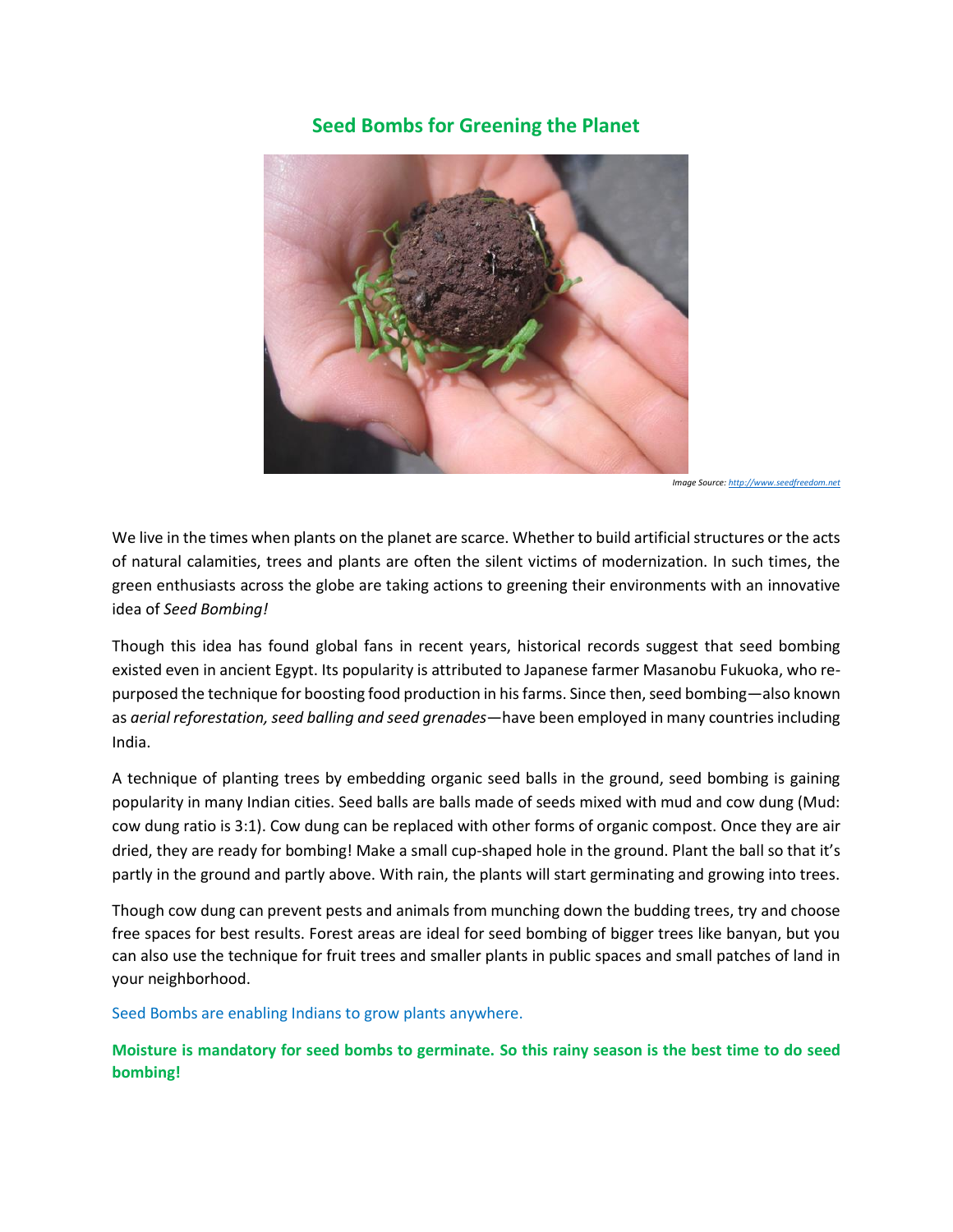## Seed Bombs for Greening the Planet

*Image Source: [http://www.seedfreedom.net](http://www.seedfreedom.net)*

We live in the times when plants on the planet are scarce. Whether to build artificial structures or the acts of natural calamities, trees and plants are often the silent victims of modernization. In such times, the green enthusiasts across the globe are taking actions to greening their environments with an innovative idea of *Seed Bombing!*

Though this idea has found global fans in recent years, historical records suggest that seed bombing existed even in ancient Egypt. Its popularity is attributed to Japanese farmer Masanobu Fukuoka, who re-purposed the technique for boosting food production in his farms. Since then, seed bombing—also known as *aerial reforestation, seed balling and seed grenades*—have been employed in many countries including India.

A technique of planting trees by embedding organic seed balls in the ground, seed bombing is gaining popularity in many Indian cities. Seed balls are balls made of seeds mixed with mud and cow dung (Mud: cow dung ratio is 3:1). Cow dung can be replaced with other forms of organic compost. Once they are air dried, they are ready for bombing! Make a small cup-shaped hole in the ground. Plant the ball so that it's partly in the ground and partly above. With rain, the plants will start germinating and growing into trees.

Though cow dung can prevent pests and animals from munching down the budding trees, try and choose free spaces for best results. Forest areas are ideal for seed bombing of bigger trees like banyan, but you can also use the technique for fruit trees and smaller plants in public spaces and small patches of land in your neighborhood.

Seed Bombs are enabling Indians to grow plants anywhere.

**Moisture is mandatory for seed bombs to germinate. So this rainy season is the best time to do seed bombing!**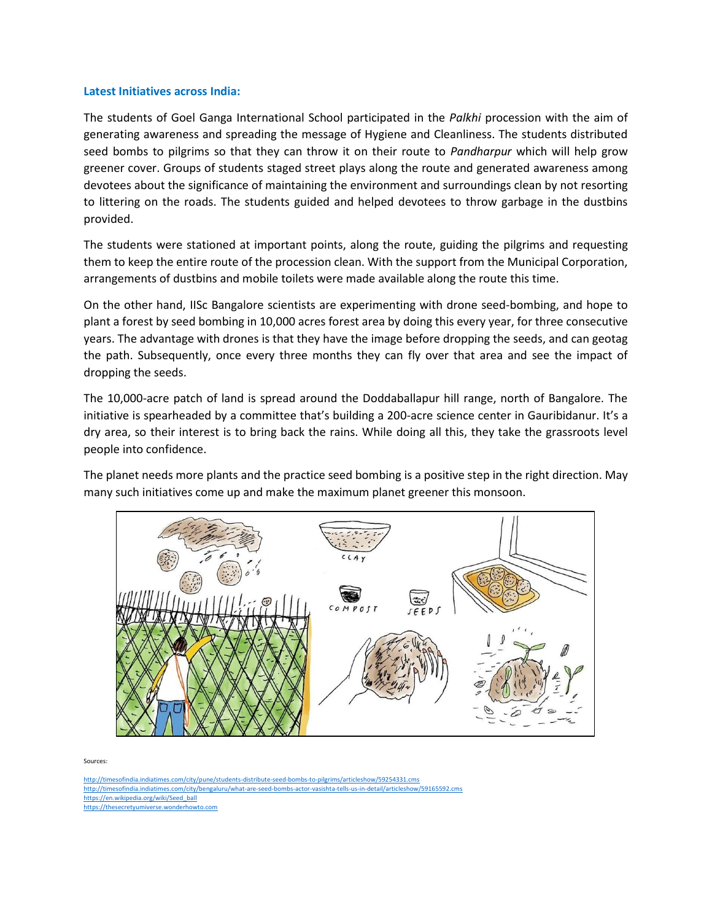### Latest Initiatives across India:

The students of Goel Ganga International School participated in the *Palkhi* procession with the aim of generating awareness and spreading the message of Hygiene and Cleanliness. The students distributed seed bombs to pilgrims so that they can throw it on their route to *Pandharpur* which will help grow greener cover. Groups of students staged street plays along the route and generated awareness among devotees about the significance of maintaining the environment and surroundings clean by not resorting to littering on the roads. The students guided and helped devotees to throw garbage in the dustbins provided.

The students were stationed at important points, along the route, guiding the pilgrims and requesting them to keep the entire route of the procession clean. With the support from the Municipal Corporation, arrangements of dustbins and mobile toilets were made available along the route this time.

On the other hand, IISc Bangalore scientists are experimenting with drone seed-bombing, and hope to plant a forest by seed bombing in 10,000 acres forest area by doing this every year, for three consecutive years. The advantage with drones is that they have the image before dropping the seeds, and can geotag the path. Subsequently, once every three months they can fly over that area and see the impact of dropping the seeds.

The 10,000-acre patch of land is spread around the Doddaballapur hill range, north of Bangalore. The initiative is spearheaded by a committee that's building a 200-acre science center in Gauribidanur. It's a dry area, so their interest is to bring back the rains. While doing all this, they take the grassroots level people into confidence.

The planet needs more plants and the practice seed bombing is a positive step in the right direction. May many such initiatives come up and make the maximum planet greener this monsoon.

Sources:

http://timesofindia.indiatimes.com/city/pune/students-distribute-seed-bombs-to-pilgrims/articleshow/59254331.cms
http://timesofindia.indiatimes.com/city/bengaluru/what-are-seed-bombs-actor-vasishta-tells-us-in-detail/articleshow/59165592.cms
https://en.wikipedia.org/wiki/Seed_ball
https://thesecretyumiverse.wonderhowto.com